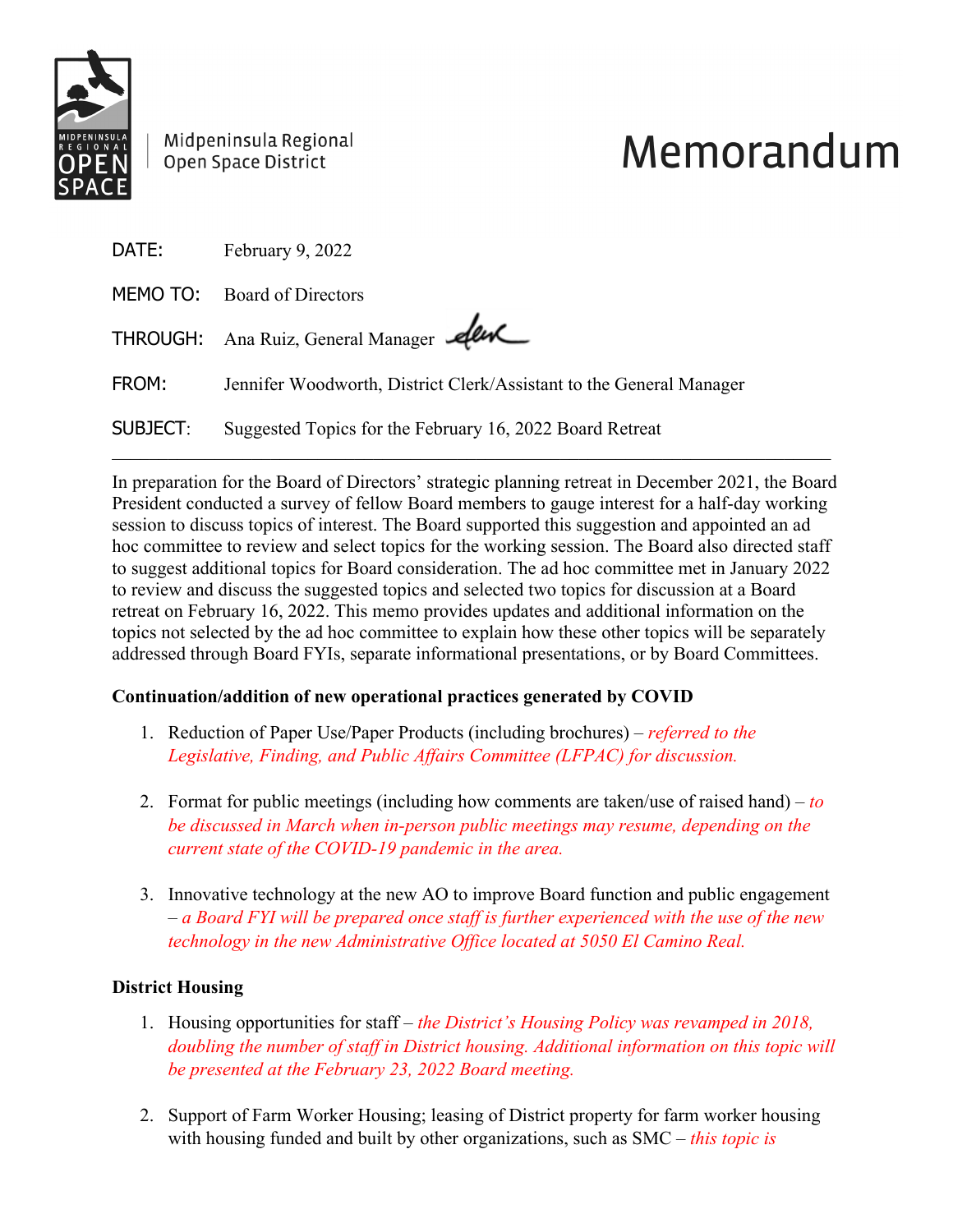Midpeninsula Regional Open Space District

# Memorandum

DATE: February 9, 2022

MEMO TO: Board of Directors

THROUGH: Ana Ruiz, General Manager

FROM: Jennifer Woodworth, District Clerk/Assistant to the General Manager

SUBJECT: Suggested Topics for the February 16, 2022 Board Retreat

---

In preparation for the Board of Directors' strategic planning retreat in December 2021, the Board President conducted a survey of fellow Board members to gauge interest for a half-day working session to discuss topics of interest. The Board supported this suggestion and appointed an ad hoc committee to review and select topics for the working session. The Board also directed staff to suggest additional topics for Board consideration. The ad hoc committee met in January 2022 to review and discuss the suggested topics and selected two topics for discussion at a Board retreat on February 16, 2022. This memo provides updates and additional information on the topics not selected by the ad hoc committee to explain how these other topics will be separately addressed through Board FYIs, separate informational presentations, or by Board Committees.

**Continuation/addition of new operational practices generated by COVID**

1. Reduction of Paper Use/Paper Products (including brochures) – *referred to the Legislative, Finding, and Public Affairs Committee (LFPAC) for discussion.*

2. Format for public meetings (including how comments are taken/use of raised hand) – *to be discussed in March when in-person public meetings may resume, depending on the current state of the COVID-19 pandemic in the area.*

3. Innovative technology at the new AO to improve Board function and public engagement – *a Board FYI will be prepared once staff is further experienced with the use of the new technology in the new Administrative Office located at 5050 El Camino Real.*

**District Housing**

1. Housing opportunities for staff – *the District's Housing Policy was revamped in 2018, doubling the number of staff in District housing. Additional information on this topic will be presented at the February 23, 2022 Board meeting.*

2. Support of Farm Worker Housing; leasing of District property for farm worker housing with housing funded and built by other organizations, such as SMC – *this topic is*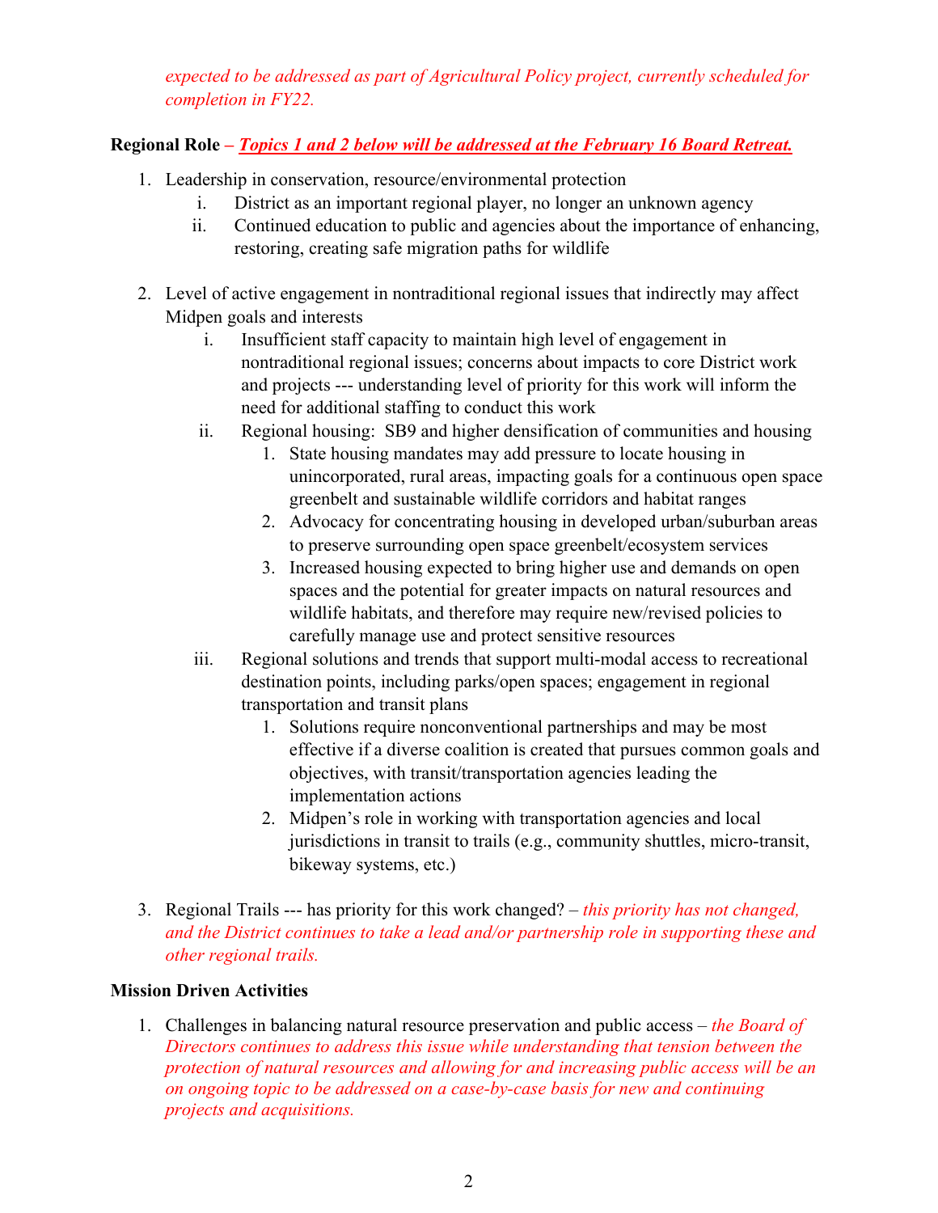*expected to be addressed as part of Agricultural Policy project, currently scheduled for completion in FY22.*

**Regional Role – *Topics 1 and 2 below will be addressed at the February 16 Board Retreat.***

1. Leadership in conservation, resource/environmental protection
    i. District as an important regional player, no longer an unknown agency
    ii. Continued education to public and agencies about the importance of enhancing, restoring, creating safe migration paths for wildlife

2. Level of active engagement in nontraditional regional issues that indirectly may affect Midpen goals and interests
    i. Insufficient staff capacity to maintain high level of engagement in nontraditional regional issues; concerns about impacts to core District work and projects --- understanding level of priority for this work will inform the need for additional staffing to conduct this work
    ii. Regional housing: SB9 and higher densification of communities and housing
        1. State housing mandates may add pressure to locate housing in unincorporated, rural areas, impacting goals for a continuous open space greenbelt and sustainable wildlife corridors and habitat ranges
        2. Advocacy for concentrating housing in developed urban/suburban areas to preserve surrounding open space greenbelt/ecosystem services
        3. Increased housing expected to bring higher use and demands on open spaces and the potential for greater impacts on natural resources and wildlife habitats, and therefore may require new/revised policies to carefully manage use and protect sensitive resources
    iii. Regional solutions and trends that support multi-modal access to recreational destination points, including parks/open spaces; engagement in regional transportation and transit plans
        1. Solutions require nonconventional partnerships and may be most effective if a diverse coalition is created that pursues common goals and objectives, with transit/transportation agencies leading the implementation actions
        2. Midpen's role in working with transportation agencies and local jurisdictions in transit to trails (e.g., community shuttles, micro-transit, bikeway systems, etc.)

3. Regional Trails --- has priority for this work changed? – *this priority has not changed, and the District continues to take a lead and/or partnership role in supporting these and other regional trails.*

**Mission Driven Activities**

1. Challenges in balancing natural resource preservation and public access – *the Board of Directors continues to address this issue while understanding that tension between the protection of natural resources and allowing for and increasing public access will be an on ongoing topic to be addressed on a case-by-case basis for new and continuing projects and acquisitions.*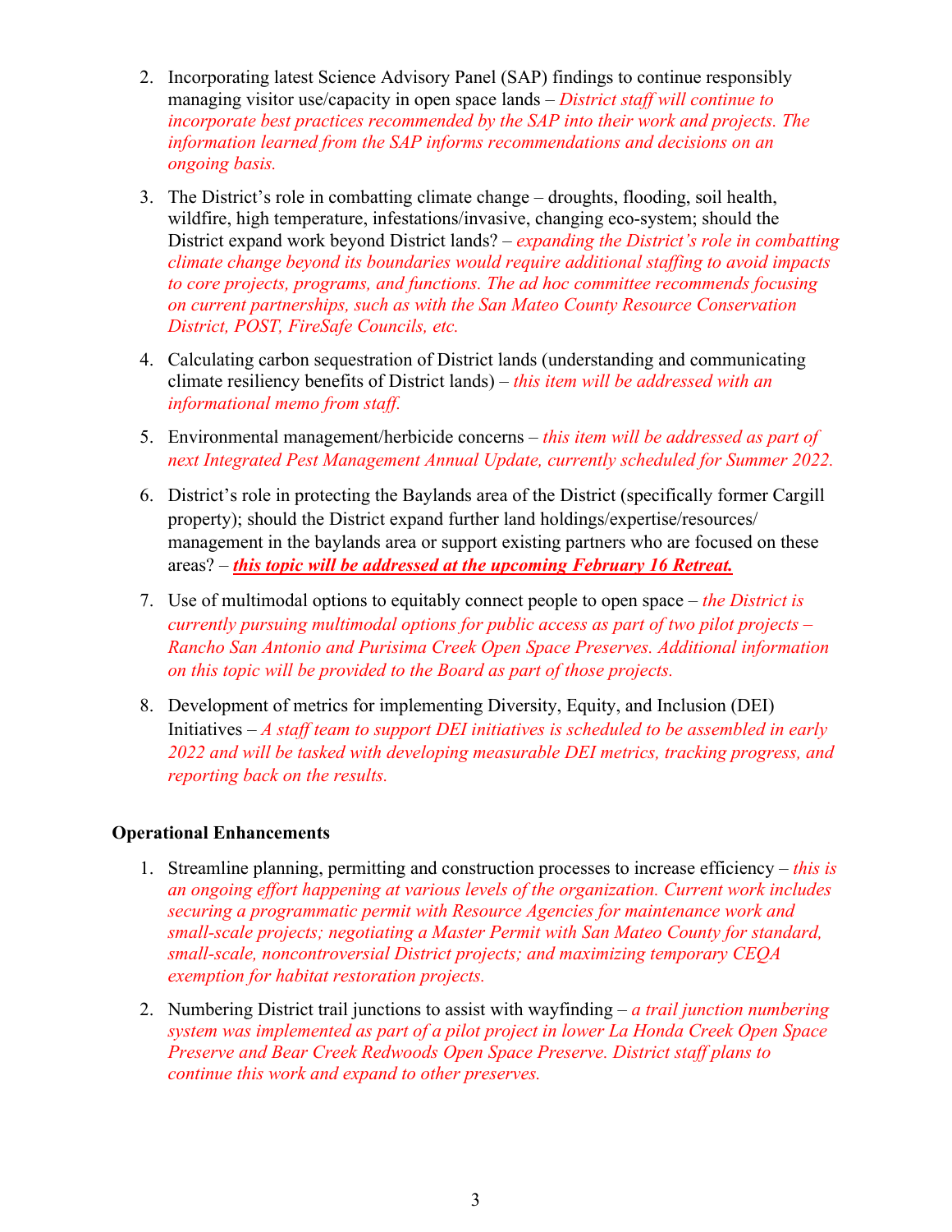2. Incorporating latest Science Advisory Panel (SAP) findings to continue responsibly managing visitor use/capacity in open space lands – *District staff will continue to incorporate best practices recommended by the SAP into their work and projects. The information learned from the SAP informs recommendations and decisions on an ongoing basis.*

3. The District's role in combatting climate change – droughts, flooding, soil health, wildfire, high temperature, infestations/invasive, changing eco-system; should the District expand work beyond District lands? – *expanding the District's role in combatting climate change beyond its boundaries would require additional staffing to avoid impacts to core projects, programs, and functions. The ad hoc committee recommends focusing on current partnerships, such as with the San Mateo County Resource Conservation District, POST, FireSafe Councils, etc.*

4. Calculating carbon sequestration of District lands (understanding and communicating climate resiliency benefits of District lands) – *this item will be addressed with an informational memo from staff.*

5. Environmental management/herbicide concerns – *this item will be addressed as part of next Integrated Pest Management Annual Update, currently scheduled for Summer 2022.*

6. District's role in protecting the Baylands area of the District (specifically former Cargill property); should the District expand further land holdings/expertise/resources/ management in the baylands area or support existing partners who are focused on these areas? – ***<u>this topic will be addressed at the upcoming February 16 Retreat.</u>***

7. Use of multimodal options to equitably connect people to open space – *the District is currently pursuing multimodal options for public access as part of two pilot projects – Rancho San Antonio and Purisima Creek Open Space Preserves. Additional information on this topic will be provided to the Board as part of those projects.*

8. Development of metrics for implementing Diversity, Equity, and Inclusion (DEI) Initiatives – *A staff team to support DEI initiatives is scheduled to be assembled in early 2022 and will be tasked with developing measurable DEI metrics, tracking progress, and reporting back on the results.*

**Operational Enhancements**

1. Streamline planning, permitting and construction processes to increase efficiency – *this is an ongoing effort happening at various levels of the organization. Current work includes securing a programmatic permit with Resource Agencies for maintenance work and small-scale projects; negotiating a Master Permit with San Mateo County for standard, small-scale, noncontroversial District projects; and maximizing temporary CEQA exemption for habitat restoration projects.*

2. Numbering District trail junctions to assist with wayfinding – *a trail junction numbering system was implemented as part of a pilot project in lower La Honda Creek Open Space Preserve and Bear Creek Redwoods Open Space Preserve. District staff plans to continue this work and expand to other preserves.*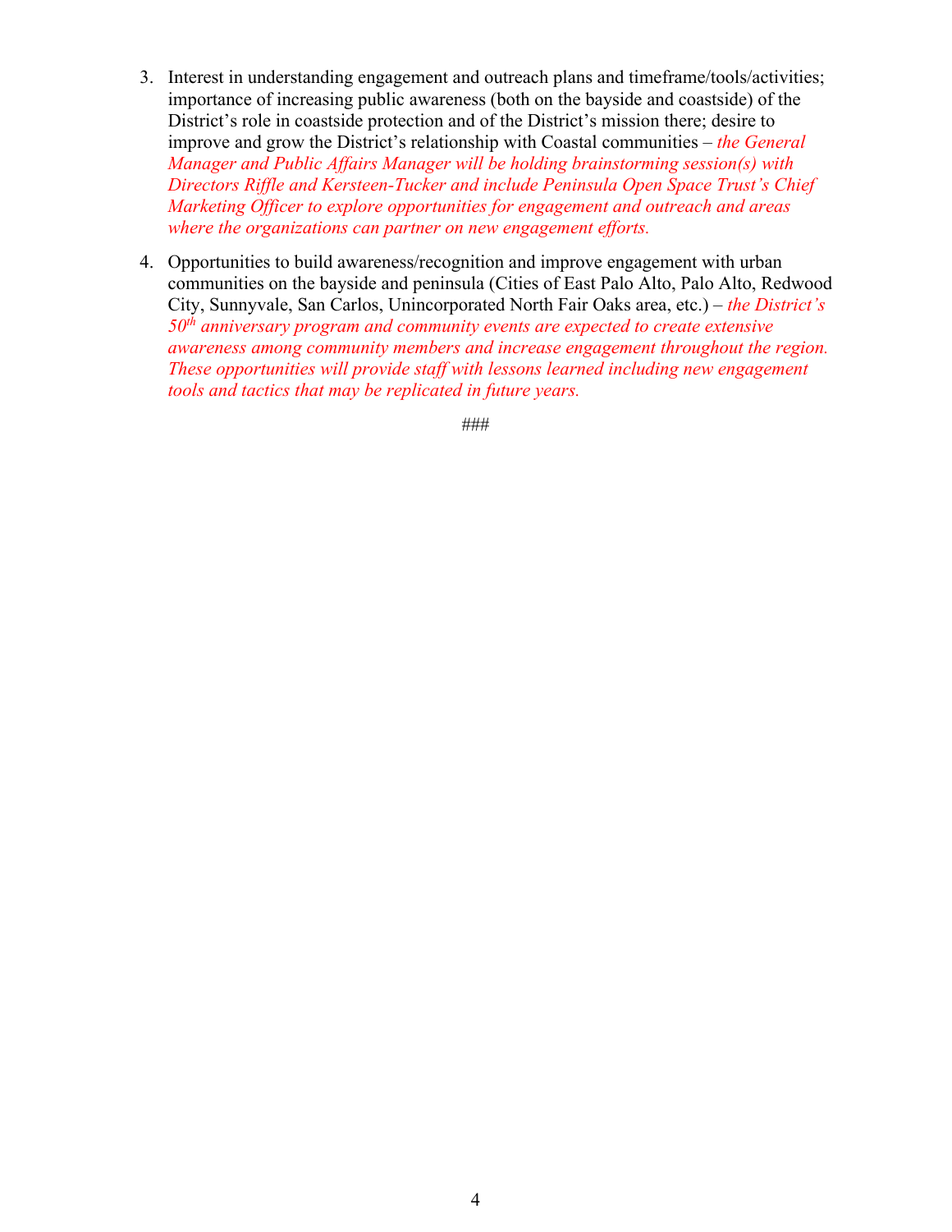3. Interest in understanding engagement and outreach plans and timeframe/tools/activities; importance of increasing public awareness (both on the bayside and coastside) of the District's role in coastside protection and of the District's mission there; desire to improve and grow the District's relationship with Coastal communities – *the General Manager and Public Affairs Manager will be holding brainstorming session(s) with Directors Riffle and Kersteen-Tucker and include Peninsula Open Space Trust's Chief Marketing Officer to explore opportunities for engagement and outreach and areas where the organizations can partner on new engagement efforts.*

4. Opportunities to build awareness/recognition and improve engagement with urban communities on the bayside and peninsula (Cities of East Palo Alto, Palo Alto, Redwood City, Sunnyvale, San Carlos, Unincorporated North Fair Oaks area, etc.) – *the District's 50th anniversary program and community events are expected to create extensive awareness among community members and increase engagement throughout the region. These opportunities will provide staff with lessons learned including new engagement tools and tactics that may be replicated in future years.*

###